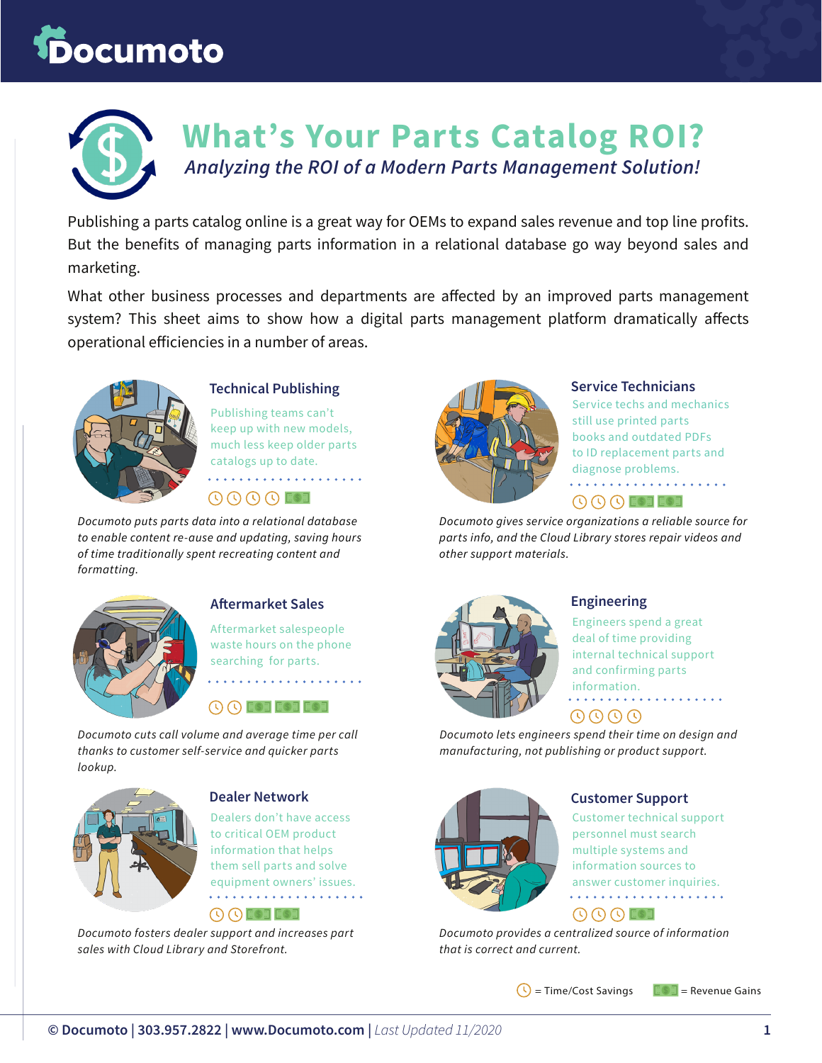Documoto

# What's Your Parts Catalog ROI?

*Analyzing the ROI of a Modern Parts Management Solution!*

Publishing a parts catalog online is a great way for OEMs to expand sales revenue and top line profits. But the benefits of managing parts information in a relational database go way beyond sales and marketing.

What other business processes and departments are affected by an improved parts management system? This sheet aims to show how a digital parts management platform dramatically affects operational efficiencies in a number of areas.

## Technical Publishing

Publishing teams can't keep up with new models, much less keep older parts catalogs up to date.

*Documoto puts parts data into a relational database to enable content re-ause and updating, saving hours of time traditionally spent recreating content and formatting.*

## Service Technicians

Service techs and mechanics still use printed parts books and outdated PDFs to ID replacement parts and diagnose problems.

*Documoto gives service organizations a reliable source for parts info, and the Cloud Library stores repair videos and other support materials.*

## Aftermarket Sales

Aftermarket salespeople waste hours on the phone searching for parts.

*Documoto cuts call volume and average time per call thanks to customer self-service and quicker parts lookup.*

## Engineering

Engineers spend a great deal of time providing internal technical support and confirming parts information.

*Documoto lets engineers spend their time on design and manufacturing, not publishing or product support.*

## Dealer Network

Dealers don't have access to critical OEM product information that helps them sell parts and solve equipment owners' issues.

*Documoto fosters dealer support and increases part sales with Cloud Library and Storefront.*

## Customer Support

Customer technical support personnel must search multiple systems and information sources to answer customer inquiries.

*Documoto provides a centralized source of information that is correct and current.*

| Area | Time/Cost Savings | Revenue Gains |
|---|---|---|
| Technical Publishing | 4 | 1 |
| Service Technicians | 3 | 2 |
| Aftermarket Sales | 2 | 3 |
| Engineering | 4 | 0 |
| Dealer Network | 2 | 2 |
| Customer Support | 3 | 1 |

(clock icon) = Time/Cost Savings (money icon) = Revenue Gains

**© Documoto | 303.957.2822 | www.Documoto.com |** *Last Updated 11/2020*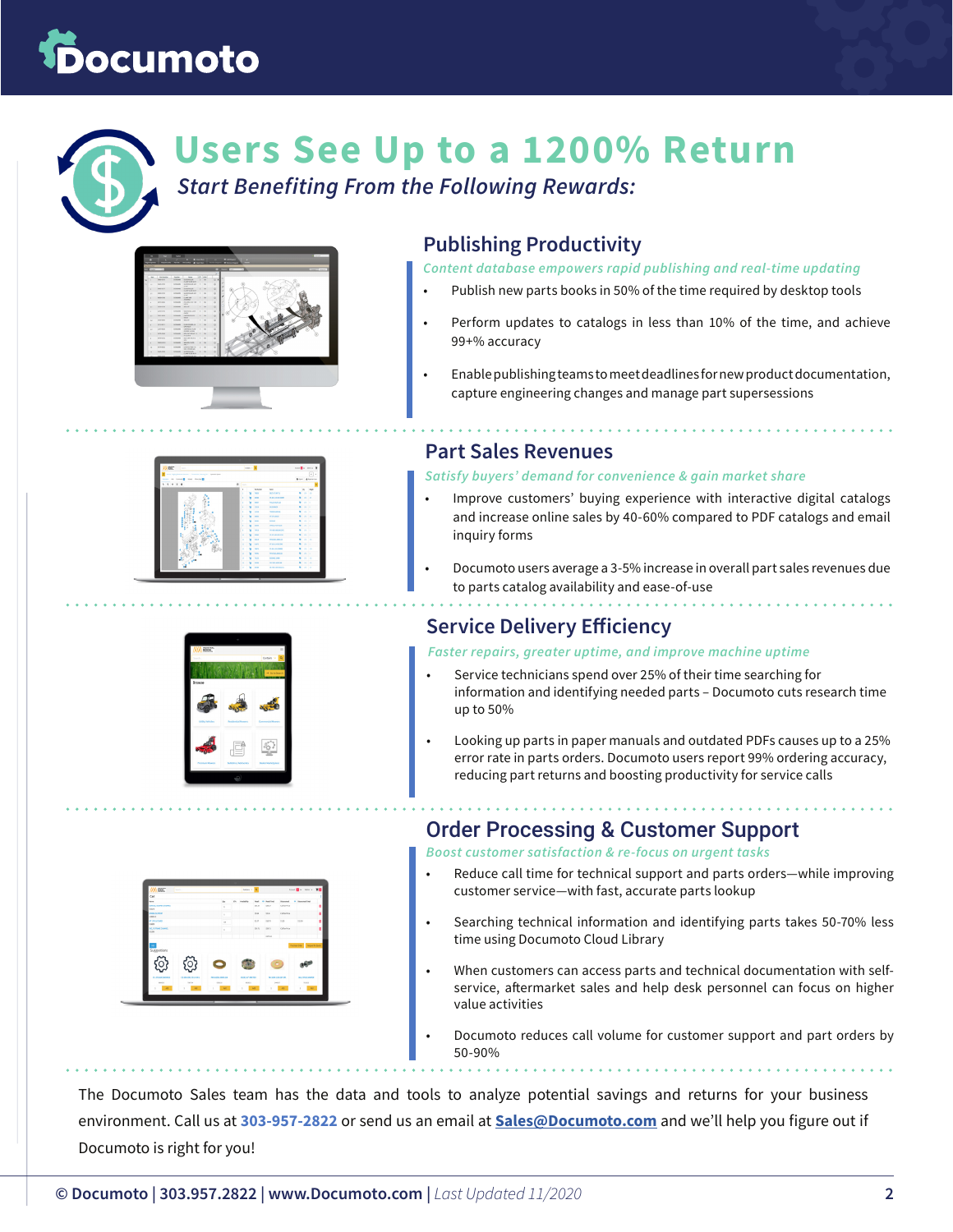# Users See Up to a 1200% Return

*Start Benefiting From the Following Rewards:*

## Publishing Productivity

*Content database empowers rapid publishing and real-time updating*

- Publish new parts books in 50% of the time required by desktop tools
- Perform updates to catalogs in less than 10% of the time, and achieve 99+% accuracy
- Enable publishing teams to meet deadlines for new product documentation, capture engineering changes and manage part supersessions

## Part Sales Revenues

*Satisfy buyers' demand for convenience & gain market share*

- Improve customers' buying experience with interactive digital catalogs and increase online sales by 40-60% compared to PDF catalogs and email inquiry forms
- Documoto users average a 3-5% increase in overall part sales revenues due to parts catalog availability and ease-of-use

## Service Delivery Efficiency

*Faster repairs, greater uptime, and improve machine uptime*

- Service technicians spend over 25% of their time searching for information and identifying needed parts – Documoto cuts research time up to 50%
- Looking up parts in paper manuals and outdated PDFs causes up to a 25% error rate in parts orders. Documoto users report 99% ordering accuracy, reducing part returns and boosting productivity for service calls

## Order Processing & Customer Support

*Boost customer satisfaction & re-focus on urgent tasks*

- Reduce call time for technical support and parts orders—while improving customer service—with fast, accurate parts lookup
- Searching technical information and identifying parts takes 50-70% less time using Documoto Cloud Library
- When customers can access parts and technical documentation with self-service, aftermarket sales and help desk personnel can focus on higher value activities
- Documoto reduces call volume for customer support and part orders by 50-90%

The Documoto Sales team has the data and tools to analyze potential savings and returns for your business environment. Call us at **303-957-2822** or send us an email at **Sales@Documoto.com** and we'll help you figure out if Documoto is right for you!

**© Documoto | 303.957.2822 | www.Documoto.com |** *Last Updated 11/2020*